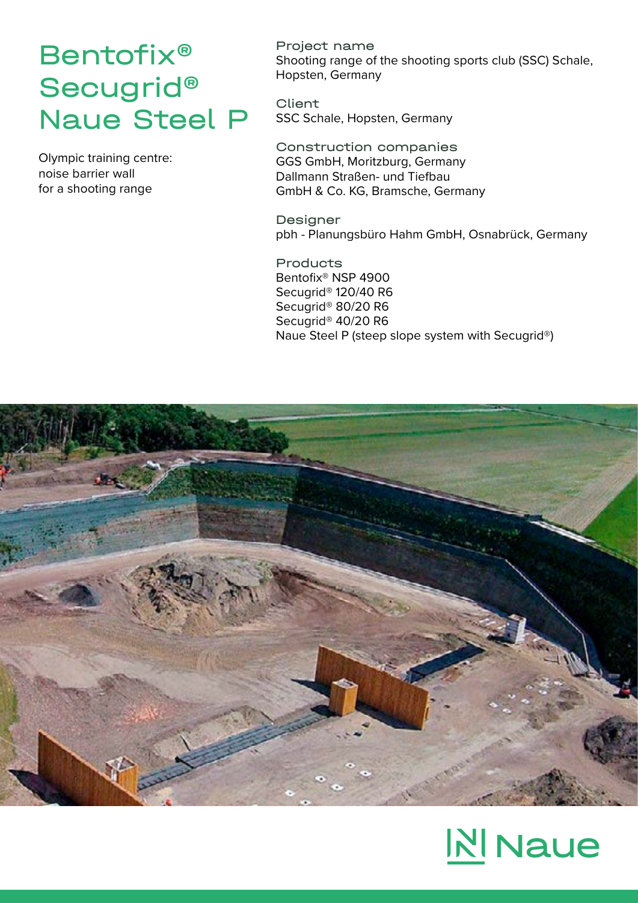# Bentofix® Secugrid® Naue Steel P

Olympic training centre: noise barrier wall for a shooting range

### Project name

Shooting range of the shooting sports club (SSC) Schale, Hopsten, Germany

### Client

SSC Schale, Hopsten, Germany

### Construction companies

GGS GmbH, Moritzburg, Germany
Dallmann Straßen- und Tiefbau GmbH & Co. KG, Bramsche, Germany

### Designer

pbh - Planungsbüro Hahm GmbH, Osnabrück, Germany

### Products

Bentofix® NSP 4900
Secugrid® 120/40 R6
Secugrid® 80/20 R6
Secugrid® 40/20 R6
Naue Steel P (steep slope system with Secugrid®)

Naue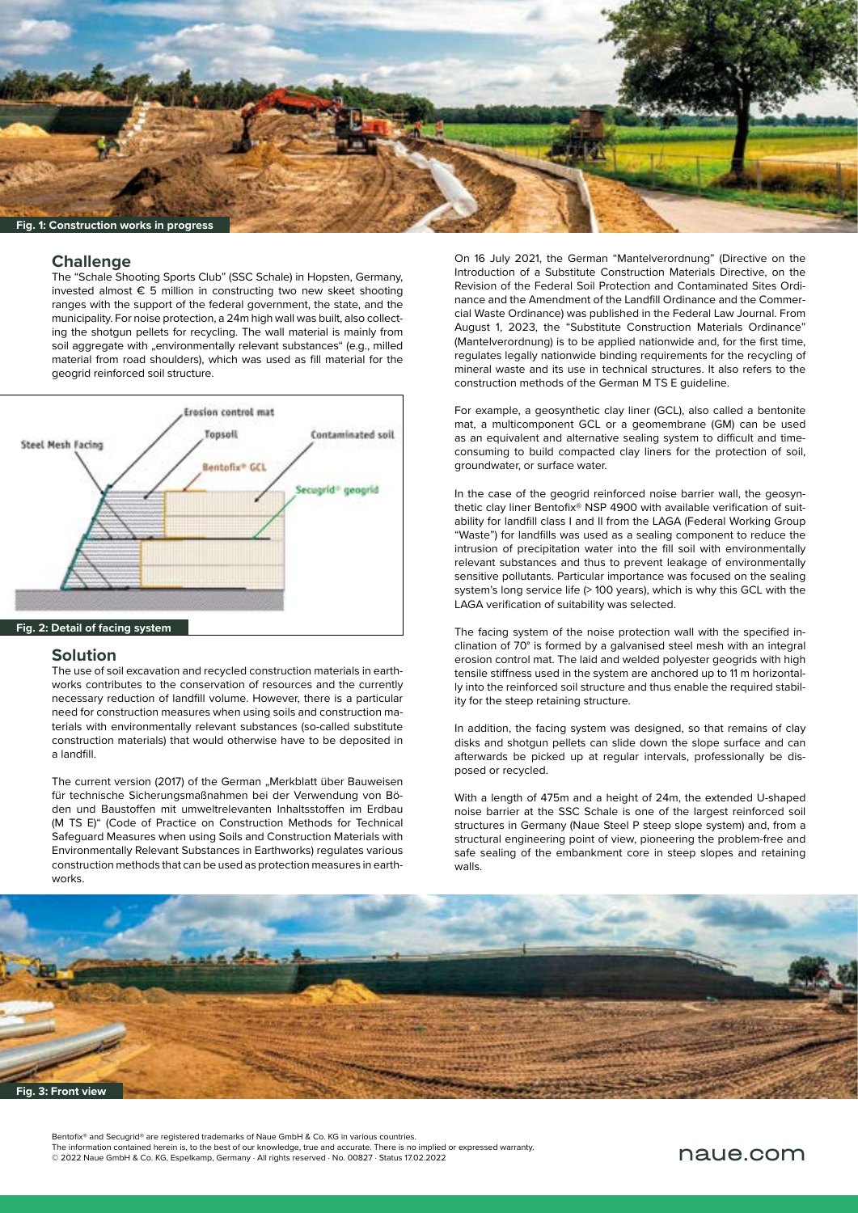Fig. 1: Construction works in progress

## Challenge

The "Schale Shooting Sports Club" (SSC Schale) in Hopsten, Germany, invested almost € 5 million in constructing two new skeet shooting ranges with the support of the federal government, the state, and the municipality. For noise protection, a 24m high wall was built, also collecting the shotgun pellets for recycling. The wall material is mainly from soil aggregate with „environmentally relevant substances" (e.g., milled material from road shoulders), which was used as fill material for the geogrid reinforced soil structure.

Erosion control mat
Steel Mesh Facing
Topsoil
Contaminated soil
Bentofix® GCL
Secugrid® geogrid

Fig. 2: Detail of facing system

## Solution

The use of soil excavation and recycled construction materials in earthworks contributes to the conservation of resources and the currently necessary reduction of landfill volume. However, there is a particular need for construction measures when using soils and construction materials with environmentally relevant substances (so-called substitute construction materials) that would otherwise have to be deposited in a landfill.

The current version (2017) of the German „Merkblatt über Bauweisen für technische Sicherungsmaßnahmen bei der Verwendung von Böden und Baustoffen mit umweltrelevanten Inhaltsstoffen im Erdbau (M TS E)" (Code of Practice on Construction Methods for Technical Safeguard Measures when using Soils and Construction Materials with Environmentally Relevant Substances in Earthworks) regulates various construction methods that can be used as protection measures in earthworks.

On 16 July 2021, the German "Mantelverordnung" (Directive on the Introduction of a Substitute Construction Materials Directive, on the Revision of the Federal Soil Protection and Contaminated Sites Ordinance and the Amendment of the Landfill Ordinance and the Commercial Waste Ordinance) was published in the Federal Law Journal. From August 1, 2023, the "Substitute Construction Materials Ordinance" (Mantelverordnung) is to be applied nationwide and, for the first time, regulates legally nationwide binding requirements for the recycling of mineral waste and its use in technical structures. It also refers to the construction methods of the German M TS E guideline.

For example, a geosynthetic clay liner (GCL), also called a bentonite mat, a multicomponent GCL or a geomembrane (GM) can be used as an equivalent and alternative sealing system to difficult and time-consuming to build compacted clay liners for the protection of soil, groundwater, or surface water.

In the case of the geogrid reinforced noise barrier wall, the geosynthetic clay liner Bentofix® NSP 4900 with available verification of suitability for landfill class I and II from the LAGA (Federal Working Group "Waste") for landfills was used as a sealing component to reduce the intrusion of precipitation water into the fill soil with environmentally relevant substances and thus to prevent leakage of environmentally sensitive pollutants. Particular importance was focused on the sealing system's long service life (> 100 years), which is why this GCL with the LAGA verification of suitability was selected.

The facing system of the noise protection wall with the specified inclination of 70° is formed by a galvanised steel mesh with an integral erosion control mat. The laid and welded polyester geogrids with high tensile stiffness used in the system are anchored up to 11 m horizontally into the reinforced soil structure and thus enable the required stability for the steep retaining structure.

In addition, the facing system was designed, so that remains of clay disks and shotgun pellets can slide down the slope surface and can afterwards be picked up at regular intervals, professionally be disposed or recycled.

With a length of 475m and a height of 24m, the extended U-shaped noise barrier at the SSC Schale is one of the largest reinforced soil structures in Germany (Naue Steel P steep slope system) and, from a structural engineering point of view, pioneering the problem-free and safe sealing of the embankment core in steep slopes and retaining walls.

Fig. 3: Front view

Bentofix® and Secugrid® are registered trademarks of Naue GmbH & Co. KG in various countries.
The information contained herein is, to the best of our knowledge, true and accurate. There is no implied or expressed warranty.
© 2022 Naue GmbH & Co. KG, Espelkamp, Germany · All rights reserved · No. 00827 · Status 17.02.2022

naue.com